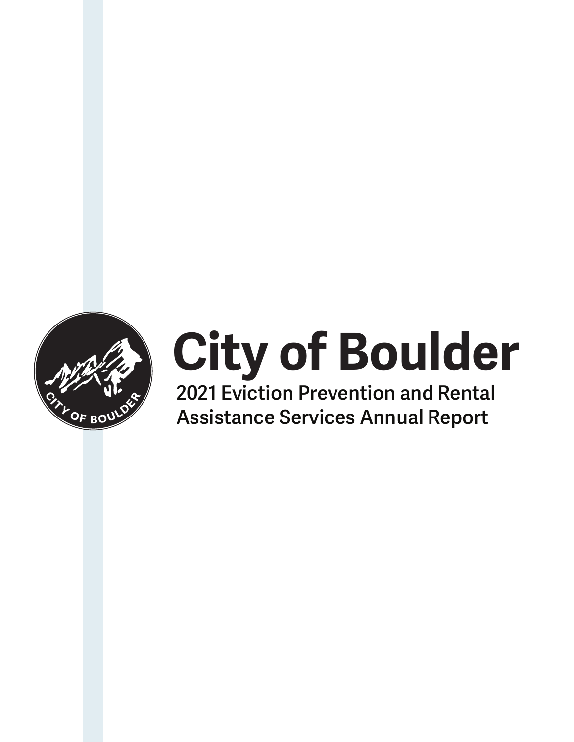# City of Boulder

## 2021 Eviction Prevention and Rental Assistance Services Annual Report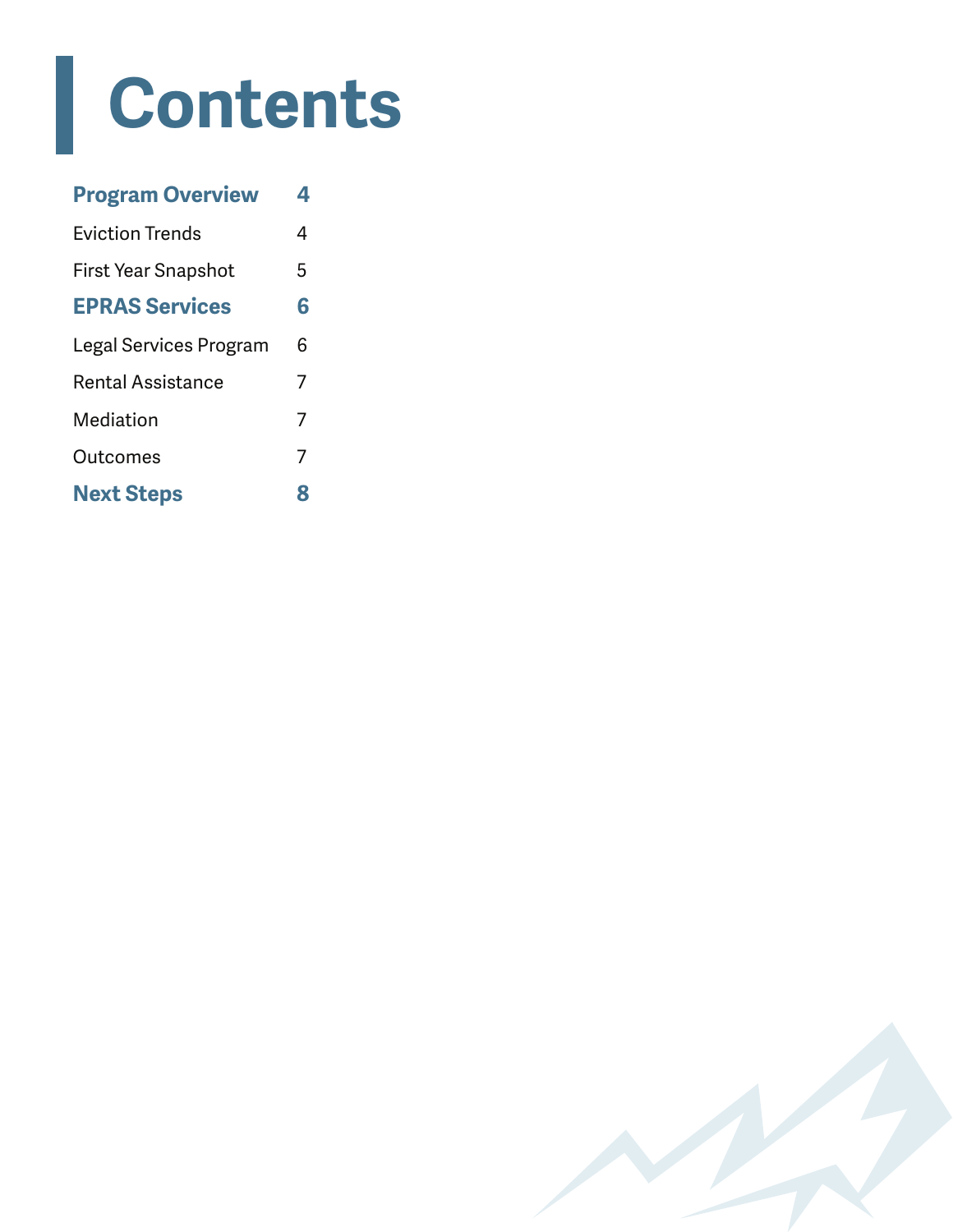# Contents

| | |
|---|---|
| **Program Overview** | **4** |
| Eviction Trends | 4 |
| First Year Snapshot | 5 |
| **EPRAS Services** | **6** |
| Legal Services Program | 6 |
| Rental Assistance | 7 |
| Mediation | 7 |
| Outcomes | 7 |
| **Next Steps** | **8** |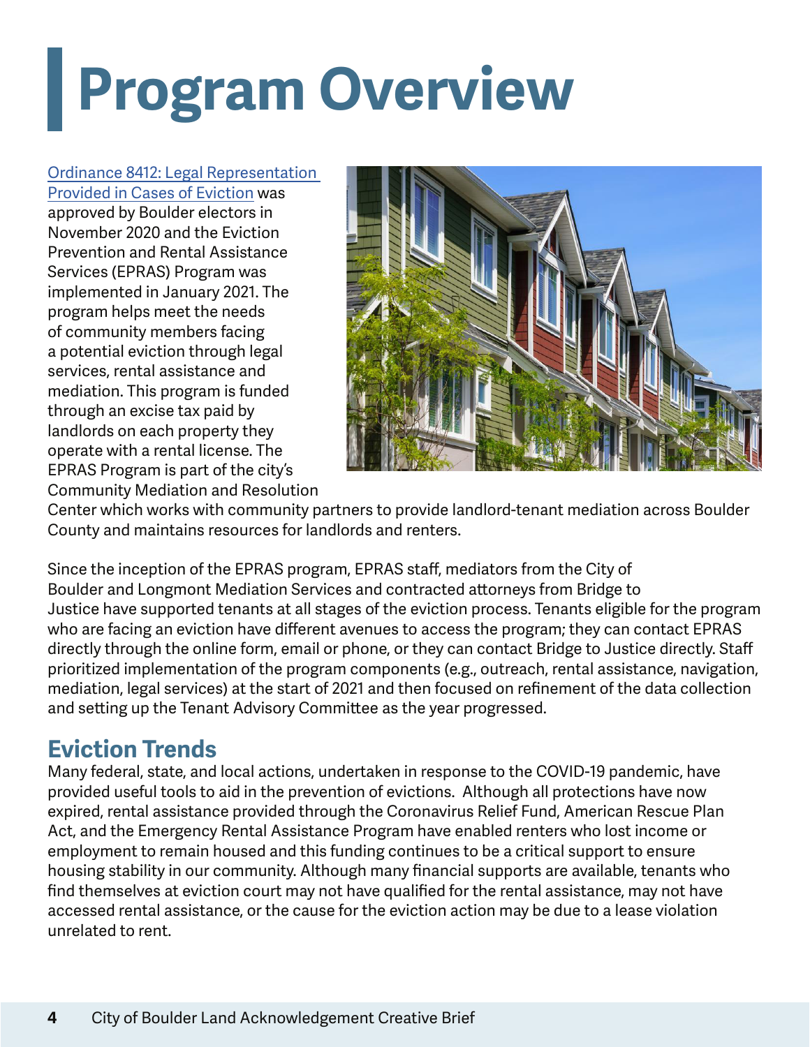# Program Overview

[Ordinance 8412: Legal Representation Provided in Cases of Eviction] was approved by Boulder electors in November 2020 and the Eviction Prevention and Rental Assistance Services (EPRAS) Program was implemented in January 2021. The program helps meet the needs of community members facing a potential eviction through legal services, rental assistance and mediation. This program is funded through an excise tax paid by landlords on each property they operate with a rental license. The EPRAS Program is part of the city's Community Mediation and Resolution Center which works with community partners to provide landlord-tenant mediation across Boulder County and maintains resources for landlords and renters.

Since the inception of the EPRAS program, EPRAS staff, mediators from the City of Boulder and Longmont Mediation Services and contracted attorneys from Bridge to Justice have supported tenants at all stages of the eviction process. Tenants eligible for the program who are facing an eviction have different avenues to access the program; they can contact EPRAS directly through the online form, email or phone, or they can contact Bridge to Justice directly. Staff prioritized implementation of the program components (e.g., outreach, rental assistance, navigation, mediation, legal services) at the start of 2021 and then focused on refinement of the data collection and setting up the Tenant Advisory Committee as the year progressed.

## Eviction Trends

Many federal, state, and local actions, undertaken in response to the COVID-19 pandemic, have provided useful tools to aid in the prevention of evictions. Although all protections have now expired, rental assistance provided through the Coronavirus Relief Fund, American Rescue Plan Act, and the Emergency Rental Assistance Program have enabled renters who lost income or employment to remain housed and this funding continues to be a critical support to ensure housing stability in our community. Although many financial supports are available, tenants who find themselves at eviction court may not have qualified for the rental assistance, may not have accessed rental assistance, or the cause for the eviction action may be due to a lease violation unrelated to rent.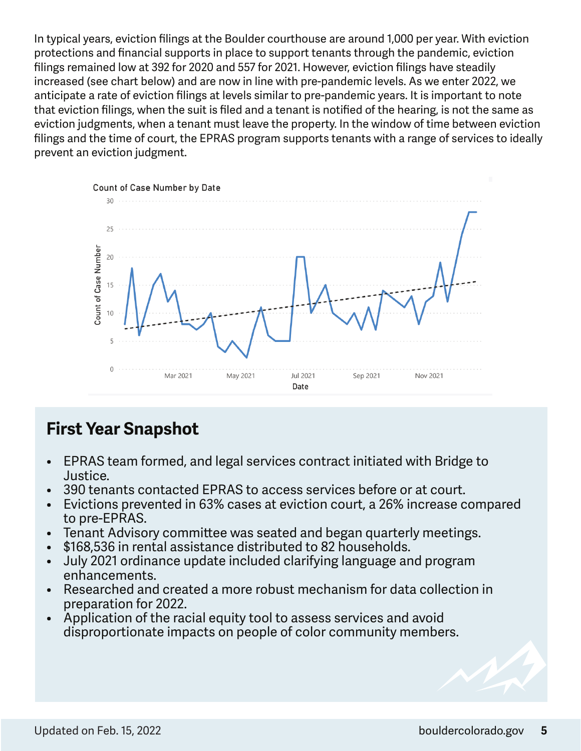In typical years, eviction filings at the Boulder courthouse are around 1,000 per year. With eviction protections and financial supports in place to support tenants through the pandemic, eviction filings remained low at 392 for 2020 and 557 for 2021. However, eviction filings have steadily increased (see chart below) and are now in line with pre-pandemic levels. As we enter 2022, we anticipate a rate of eviction filings at levels similar to pre-pandemic years. It is important to note that eviction filings, when the suit is filed and a tenant is notified of the hearing, is not the same as eviction judgments, when a tenant must leave the property. In the window of time between eviction filings and the time of court, the EPRAS program supports tenants with a range of services to ideally prevent an eviction judgment.

Count of Case Number by Date

## First Year Snapshot

- EPRAS team formed, and legal services contract initiated with Bridge to Justice.
- 390 tenants contacted EPRAS to access services before or at court.
- Evictions prevented in 63% cases at eviction court, a 26% increase compared to pre-EPRAS.
- Tenant Advisory committee was seated and began quarterly meetings.
- $168,536 in rental assistance distributed to 82 households.
- July 2021 ordinance update included clarifying language and program enhancements.
- Researched and created a more robust mechanism for data collection in preparation for 2022.
- Application of the racial equity tool to assess services and avoid disproportionate impacts on people of color community members.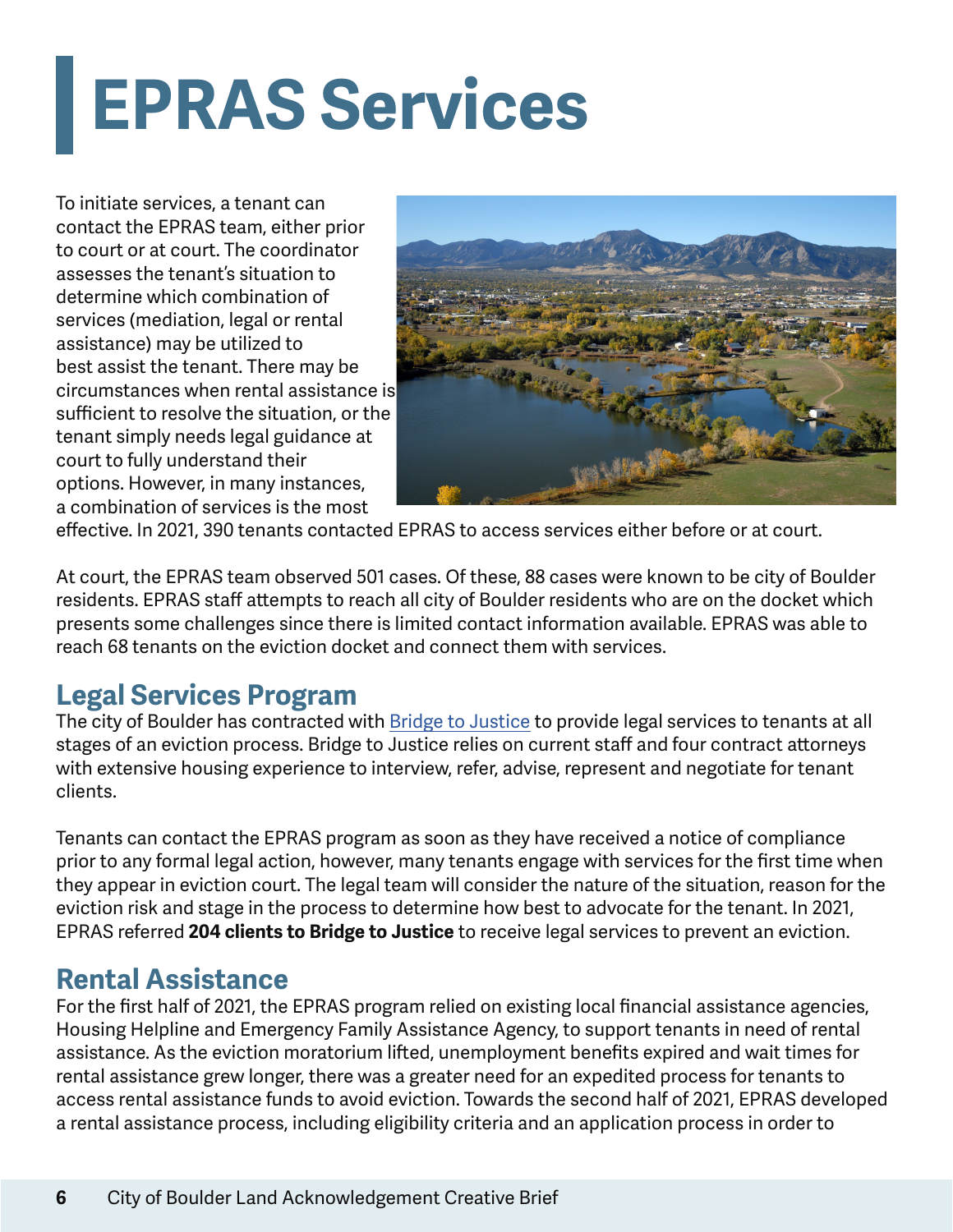# EPRAS Services

To initiate services, a tenant can contact the EPRAS team, either prior to court or at court. The coordinator assesses the tenant's situation to determine which combination of services (mediation, legal or rental assistance) may be utilized to best assist the tenant. There may be circumstances when rental assistance is sufficient to resolve the situation, or the tenant simply needs legal guidance at court to fully understand their options. However, in many instances, a combination of services is the most effective. In 2021, 390 tenants contacted EPRAS to access services either before or at court.

At court, the EPRAS team observed 501 cases. Of these, 88 cases were known to be city of Boulder residents. EPRAS staff attempts to reach all city of Boulder residents who are on the docket which presents some challenges since there is limited contact information available. EPRAS was able to reach 68 tenants on the eviction docket and connect them with services.

## Legal Services Program

The city of Boulder has contracted with [Bridge to Justice](#) to provide legal services to tenants at all stages of an eviction process. Bridge to Justice relies on current staff and four contract attorneys with extensive housing experience to interview, refer, advise, represent and negotiate for tenant clients.

Tenants can contact the EPRAS program as soon as they have received a notice of compliance prior to any formal legal action, however, many tenants engage with services for the first time when they appear in eviction court. The legal team will consider the nature of the situation, reason for the eviction risk and stage in the process to determine how best to advocate for the tenant. In 2021, EPRAS referred **204 clients to Bridge to Justice** to receive legal services to prevent an eviction.

## Rental Assistance

For the first half of 2021, the EPRAS program relied on existing local financial assistance agencies, Housing Helpline and Emergency Family Assistance Agency, to support tenants in need of rental assistance. As the eviction moratorium lifted, unemployment benefits expired and wait times for rental assistance grew longer, there was a greater need for an expedited process for tenants to access rental assistance funds to avoid eviction. Towards the second half of 2021, EPRAS developed a rental assistance process, including eligibility criteria and an application process in order to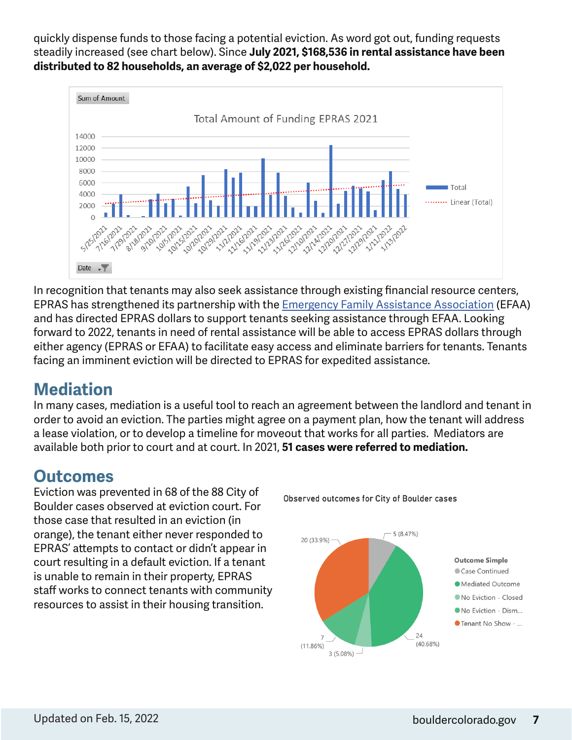quickly dispense funds to those facing a potential eviction. As word got out, funding requests steadily increased (see chart below). Since **July 2021, $168,536 in rental assistance have been distributed to 82 households, an average of $2,022 per household.**

In recognition that tenants may also seek assistance through existing financial resource centers, EPRAS has strengthened its partnership with the Emergency Family Assistance Association (EFAA) and has directed EPRAS dollars to support tenants seeking assistance through EFAA. Looking forward to 2022, tenants in need of rental assistance will be able to access EPRAS dollars through either agency (EPRAS or EFAA) to facilitate easy access and eliminate barriers for tenants. Tenants facing an imminent eviction will be directed to EPRAS for expedited assistance.

## Mediation

In many cases, mediation is a useful tool to reach an agreement between the landlord and tenant in order to avoid an eviction. The parties might agree on a payment plan, how the tenant will address a lease violation, or to develop a timeline for moveout that works for all parties. Mediators are available both prior to court and at court. In 2021, **51 cases were referred to mediation.**

## Outcomes

Eviction was prevented in 68 of the 88 City of Boulder cases observed at eviction court. For those case that resulted in an eviction (in orange), the tenant either never responded to EPRAS' attempts to contact or didn't appear in court resulting in a default eviction. If a tenant is unable to remain in their property, EPRAS staff works to connect tenants with community resources to assist in their housing transition.

Updated on Feb. 15, 2022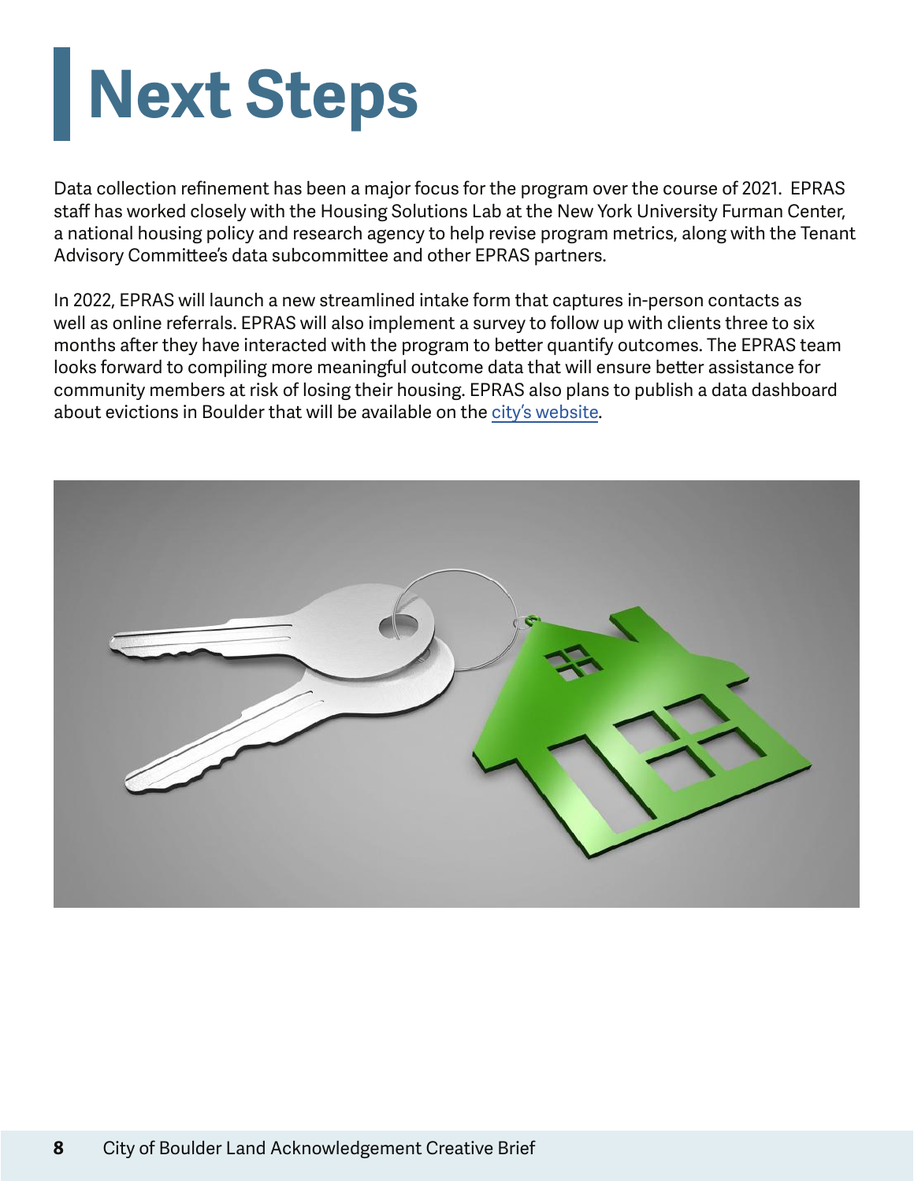# Next Steps

Data collection refinement has been a major focus for the program over the course of 2021. EPRAS staff has worked closely with the Housing Solutions Lab at the New York University Furman Center, a national housing policy and research agency to help revise program metrics, along with the Tenant Advisory Committee's data subcommittee and other EPRAS partners.

In 2022, EPRAS will launch a new streamlined intake form that captures in-person contacts as well as online referrals. EPRAS will also implement a survey to follow up with clients three to six months after they have interacted with the program to better quantify outcomes. The EPRAS team looks forward to compiling more meaningful outcome data that will ensure better assistance for community members at risk of losing their housing. EPRAS also plans to publish a data dashboard about evictions in Boulder that will be available on the city's website.